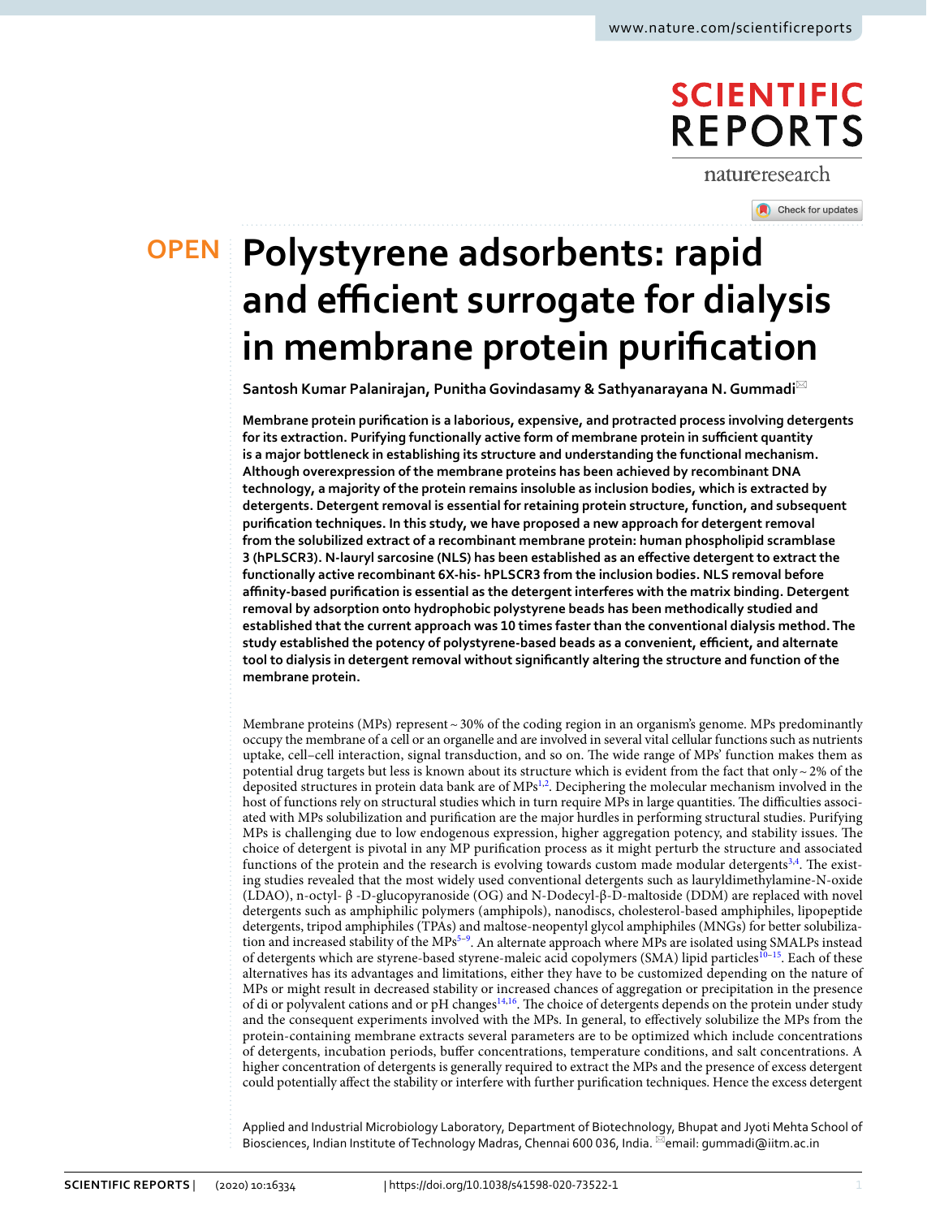OPEN

# Polystyrene adsorbents: rapid and efficient surrogate for dialysis in membrane protein purification

**Santosh Kumar Palanirajan, Punitha Govindasamy & Sathyanarayana N. Gummadi**

**Membrane protein purification is a laborious, expensive, and protracted process involving detergents for its extraction. Purifying functionally active form of membrane protein in sufficient quantity is a major bottleneck in establishing its structure and understanding the functional mechanism. Although overexpression of the membrane proteins has been achieved by recombinant DNA technology, a majority of the protein remains insoluble as inclusion bodies, which is extracted by detergents. Detergent removal is essential for retaining protein structure, function, and subsequent purification techniques. In this study, we have proposed a new approach for detergent removal from the solubilized extract of a recombinant membrane protein: human phospholipid scramblase 3 (hPLSCR3). N-lauryl sarcosine (NLS) has been established as an effective detergent to extract the functionally active recombinant 6X-his- hPLSCR3 from the inclusion bodies. NLS removal before affinity-based purification is essential as the detergent interferes with the matrix binding. Detergent removal by adsorption onto hydrophobic polystyrene beads has been methodically studied and established that the current approach was 10 times faster than the conventional dialysis method. The study established the potency of polystyrene-based beads as a convenient, efficient, and alternate tool to dialysis in detergent removal without significantly altering the structure and function of the membrane protein.**

Membrane proteins (MPs) represent ~ 30% of the coding region in an organism's genome. MPs predominantly occupy the membrane of a cell or an organelle and are involved in several vital cellular functions such as nutrients uptake, cell–cell interaction, signal transduction, and so on. The wide range of MPs' function makes them as potential drug targets but less is known about its structure which is evident from the fact that only ~ 2% of the deposited structures in protein data bank are of MPs[1,2]. Deciphering the molecular mechanism involved in the host of functions rely on structural studies which in turn require MPs in large quantities. The difficulties associated with MPs solubilization and purification are the major hurdles in performing structural studies. Purifying MPs is challenging due to low endogenous expression, higher aggregation potency, and stability issues. The choice of detergent is pivotal in any MP purification process as it might perturb the structure and associated functions of the protein and the research is evolving towards custom made modular detergents[3,4]. The existing studies revealed that the most widely used conventional detergents such as lauryldimethylamine-N-oxide (LDAO), n-octyl- β -D-glucopyranoside (OG) and N-Dodecyl-β-D-maltoside (DDM) are replaced with novel detergents such as amphiphilic polymers (amphipols), nanodiscs, cholesterol-based amphiphiles, lipopeptide detergents, tripod amphiphiles (TPAs) and maltose-neopentyl glycol amphiphiles (MNGs) for better solubilization and increased stability of the MPs[5–9]. An alternate approach where MPs are isolated using SMALPs instead of detergents which are styrene-based styrene-maleic acid copolymers (SMA) lipid particles[10–15]. Each of these alternatives has its advantages and limitations, either they have to be customized depending on the nature of MPs or might result in decreased stability or increased chances of aggregation or precipitation in the presence of di or polyvalent cations and or pH changes[14,16]. The choice of detergents depends on the protein under study and the consequent experiments involved with the MPs. In general, to effectively solubilize the MPs from the protein-containing membrane extracts several parameters are to be optimized which include concentrations of detergents, incubation periods, buffer concentrations, temperature conditions, and salt concentrations. A higher concentration of detergents is generally required to extract the MPs and the presence of excess detergent could potentially affect the stability or interfere with further purification techniques. Hence the excess detergent

Applied and Industrial Microbiology Laboratory, Department of Biotechnology, Bhupat and Jyoti Mehta School of Biosciences, Indian Institute of Technology Madras, Chennai 600 036, India. email: gummadi@iitm.ac.in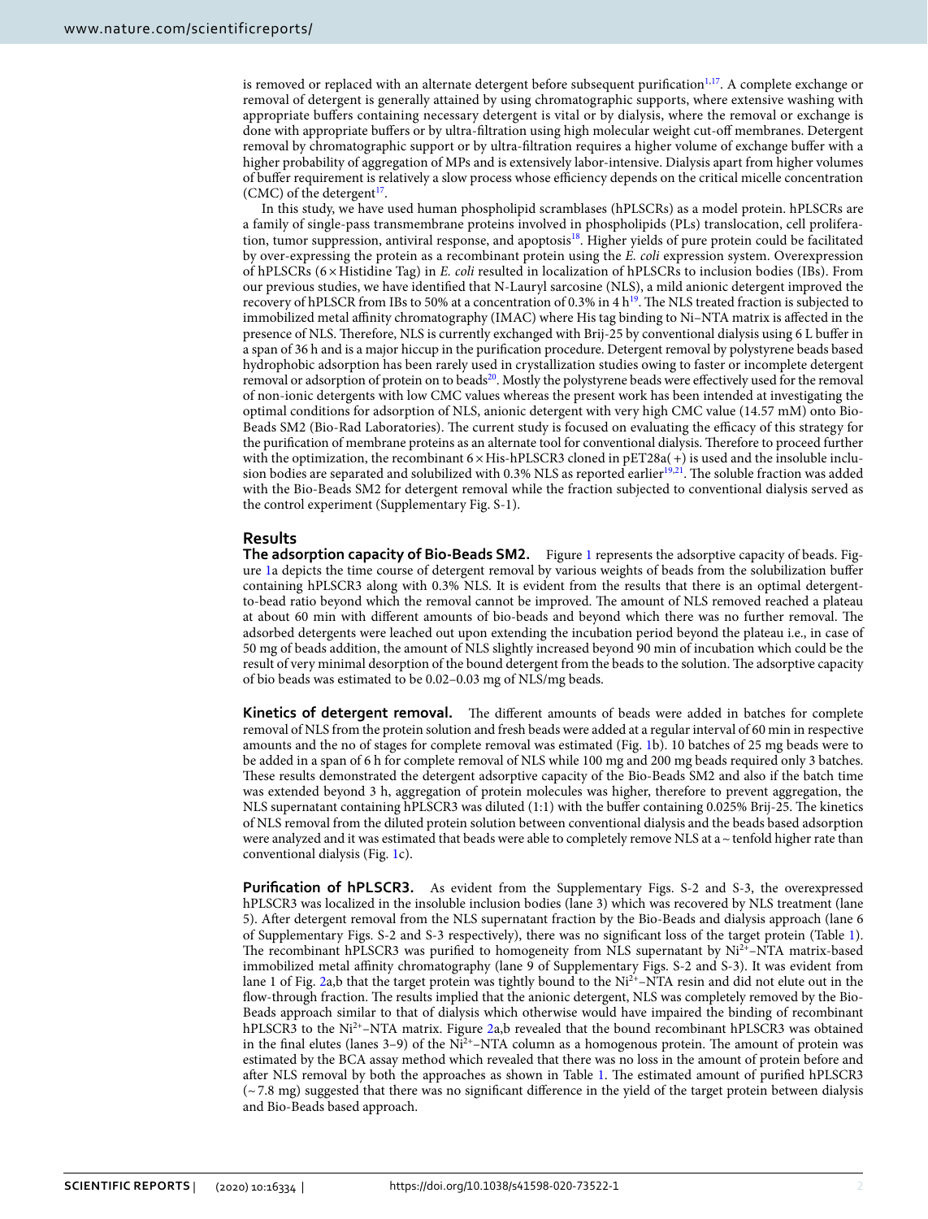is removed or replaced with an alternate detergent before subsequent purification[1,17]. A complete exchange or removal of detergent is generally attained by using chromatographic supports, where extensive washing with appropriate buffers containing necessary detergent is vital or by dialysis, where the removal or exchange is done with appropriate buffers or by ultra-filtration using high molecular weight cut-off membranes. Detergent removal by chromatographic support or by ultra-filtration requires a higher volume of exchange buffer with a higher probability of aggregation of MPs and is extensively labor-intensive. Dialysis apart from higher volumes of buffer requirement is relatively a slow process whose efficiency depends on the critical micelle concentration (CMC) of the detergent[17].

In this study, we have used human phospholipid scramblases (hPLSCRs) as a model protein. hPLSCRs are a family of single-pass transmembrane proteins involved in phospholipids (PLs) translocation, cell proliferation, tumor suppression, antiviral response, and apoptosis[18]. Higher yields of pure protein could be facilitated by over-expressing the protein as a recombinant protein using the *E. coli* expression system. Overexpression of hPLSCRs (6 × Histidine Tag) in *E. coli* resulted in localization of hPLSCRs to inclusion bodies (IBs). From our previous studies, we have identified that N-Lauryl sarcosine (NLS), a mild anionic detergent improved the recovery of hPLSCR from IBs to 50% at a concentration of 0.3% in 4 h[19]. The NLS treated fraction is subjected to immobilized metal affinity chromatography (IMAC) where His tag binding to Ni–NTA matrix is affected in the presence of NLS. Therefore, NLS is currently exchanged with Brij-25 by conventional dialysis using 6 L buffer in a span of 36 h and is a major hiccup in the purification procedure. Detergent removal by polystyrene beads based hydrophobic adsorption has been rarely used in crystallization studies owing to faster or incomplete detergent removal or adsorption of protein on to beads[20]. Mostly the polystyrene beads were effectively used for the removal of non-ionic detergents with low CMC values whereas the present work has been intended at investigating the optimal conditions for adsorption of NLS, anionic detergent with very high CMC value (14.57 mM) onto Bio-Beads SM2 (Bio-Rad Laboratories). The current study is focused on evaluating the efficacy of this strategy for the purification of membrane proteins as an alternate tool for conventional dialysis. Therefore to proceed further with the optimization, the recombinant 6 × His-hPLSCR3 cloned in pET28a(+) is used and the insoluble inclusion bodies are separated and solubilized with 0.3% NLS as reported earlier[19,21]. The soluble fraction was added with the Bio-Beads SM2 for detergent removal while the fraction subjected to conventional dialysis served as the control experiment (Supplementary Fig. S-1).

## Results

**The adsorption capacity of Bio-Beads SM2.** Figure 1 represents the adsorptive capacity of beads. Figure 1a depicts the time course of detergent removal by various weights of beads from the solubilization buffer containing hPLSCR3 along with 0.3% NLS. It is evident from the results that there is an optimal detergent-to-bead ratio beyond which the removal cannot be improved. The amount of NLS removed reached a plateau at about 60 min with different amounts of bio-beads and beyond which there was no further removal. The adsorbed detergents were leached out upon extending the incubation period beyond the plateau i.e., in case of 50 mg of beads addition, the amount of NLS slightly increased beyond 90 min of incubation which could be the result of very minimal desorption of the bound detergent from the beads to the solution. The adsorptive capacity of bio beads was estimated to be 0.02–0.03 mg of NLS/mg beads.

**Kinetics of detergent removal.** The different amounts of beads were added in batches for complete removal of NLS from the protein solution and fresh beads were added at a regular interval of 60 min in respective amounts and the no of stages for complete removal was estimated (Fig. 1b). 10 batches of 25 mg beads were to be added in a span of 6 h for complete removal of NLS while 100 mg and 200 mg beads required only 3 batches. These results demonstrated the detergent adsorptive capacity of the Bio-Beads SM2 and also if the batch time was extended beyond 3 h, aggregation of protein molecules was higher, therefore to prevent aggregation, the NLS supernatant containing hPLSCR3 was diluted (1:1) with the buffer containing 0.025% Brij-25. The kinetics of NLS removal from the diluted protein solution between conventional dialysis and the beads based adsorption were analyzed and it was estimated that beads were able to completely remove NLS at a ~ tenfold higher rate than conventional dialysis (Fig. 1c).

**Purification of hPLSCR3.** As evident from the Supplementary Figs. S-2 and S-3, the overexpressed hPLSCR3 was localized in the insoluble inclusion bodies (lane 3) which was recovered by NLS treatment (lane 5). After detergent removal from the NLS supernatant fraction by the Bio-Beads and dialysis approach (lane 6 of Supplementary Figs. S-2 and S-3 respectively), there was no significant loss of the target protein (Table 1). The recombinant hPLSCR3 was purified to homogeneity from NLS supernatant by $Ni^{2+}$–NTA matrix-based immobilized metal affinity chromatography (lane 9 of Supplementary Figs. S-2 and S-3). It was evident from lane 1 of Fig. 2a,b that the target protein was tightly bound to the $Ni^{2+}$–NTA resin and did not elute out in the flow-through fraction. The results implied that the anionic detergent, NLS was completely removed by the Bio-Beads approach similar to that of dialysis which otherwise would have impaired the binding of recombinant hPLSCR3 to the $Ni^{2+}$–NTA matrix. Figure 2a,b revealed that the bound recombinant hPLSCR3 was obtained in the final elutes (lanes 3–9) of the $Ni^{2+}$–NTA column as a homogenous protein. The amount of protein was estimated by the BCA assay method which revealed that there was no loss in the amount of protein before and after NLS removal by both the approaches as shown in Table 1. The estimated amount of purified hPLSCR3 (~ 7.8 mg) suggested that there was no significant difference in the yield of the target protein between dialysis and Bio-Beads based approach.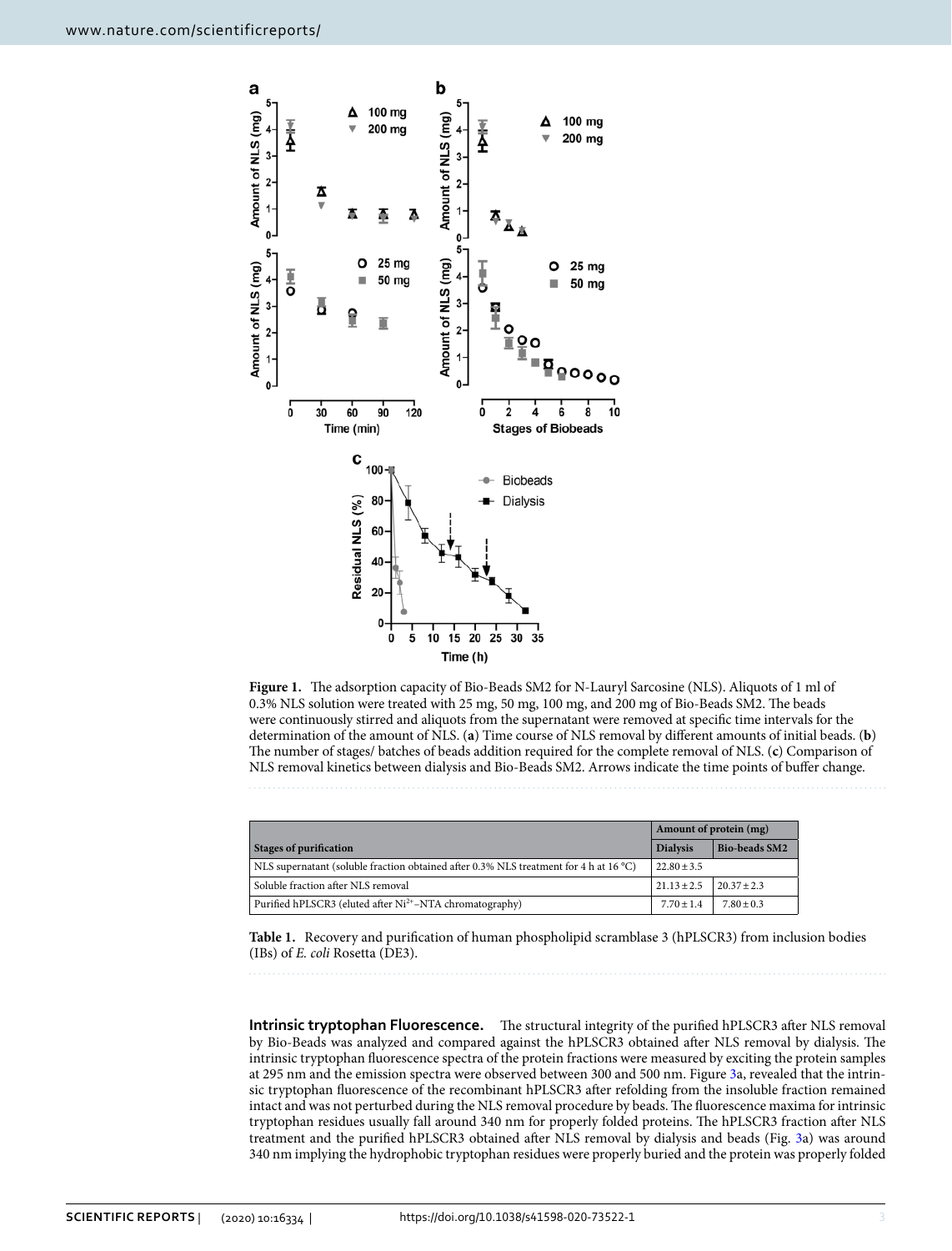**Figure 1.** The adsorption capacity of Bio-Beads SM2 for N-Lauryl Sarcosine (NLS). Aliquots of 1 ml of 0.3% NLS solution were treated with 25 mg, 50 mg, 100 mg, and 200 mg of Bio-Beads SM2. The beads were continuously stirred and aliquots from the supernatant were removed at specific time intervals for the determination of the amount of NLS. (**a**) Time course of NLS removal by different amounts of initial beads. (**b**) The number of stages/ batches of beads addition required for the complete removal of NLS. (**c**) Comparison of NLS removal kinetics between dialysis and Bio-Beads SM2. Arrows indicate the time points of buffer change.

| Stages of purification | Amount of protein (mg) | |
|---|---|---|
| | Dialysis | Bio-beads SM2 |
| NLS supernatant (soluble fraction obtained after 0.3% NLS treatment for 4 h at 16 °C) | 22.80 ± 3.5 | |
| Soluble fraction after NLS removal | 21.13 ± 2.5 | 20.37 ± 2.3 |
| Purified hPLSCR3 (eluted after $Ni^{2+}$–NTA chromatography) | 7.70 ± 1.4 | 7.80 ± 0.3 |

**Table 1.** Recovery and purification of human phospholipid scramblase 3 (hPLSCR3) from inclusion bodies (IBs) of *E. coli* Rosetta (DE3).

**Intrinsic tryptophan Fluorescence.** The structural integrity of the purified hPLSCR3 after NLS removal by Bio-Beads was analyzed and compared against the hPLSCR3 obtained after NLS removal by dialysis. The intrinsic tryptophan fluorescence spectra of the protein fractions were measured by exciting the protein samples at 295 nm and the emission spectra were observed between 300 and 500 nm. Figure 3a, revealed that the intrinsic tryptophan fluorescence of the recombinant hPLSCR3 after refolding from the insoluble fraction remained intact and was not perturbed during the NLS removal procedure by beads. The fluorescence maxima for intrinsic tryptophan residues usually fall around 340 nm for properly folded proteins. The hPLSCR3 fraction after NLS treatment and the purified hPLSCR3 obtained after NLS removal by dialysis and beads (Fig. 3a) was around 340 nm implying the hydrophobic tryptophan residues were properly buried and the protein was properly folded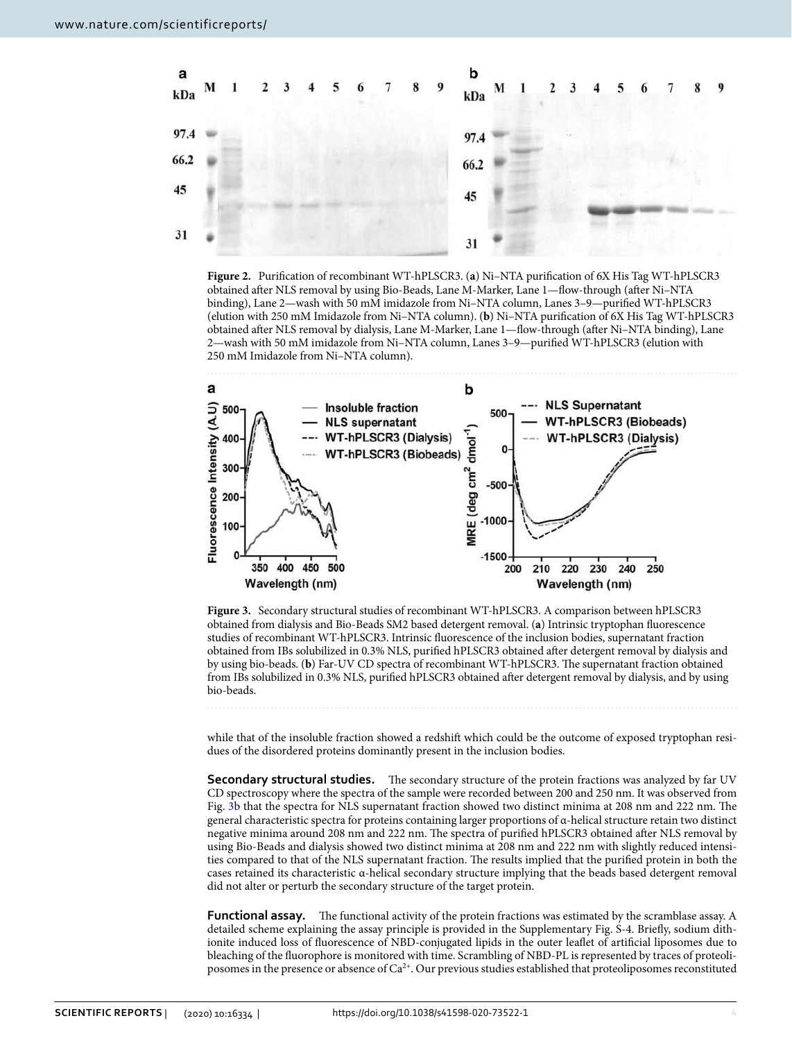**Figure 2.** Purification of recombinant WT-hPLSCR3. (**a**) Ni–NTA purification of 6X His Tag WT-hPLSCR3 obtained after NLS removal by using Bio-Beads, Lane M-Marker, Lane 1—flow-through (after Ni–NTA binding), Lane 2—wash with 50 mM imidazole from Ni–NTA column, Lanes 3–9—purified WT-hPLSCR3 (elution with 250 mM Imidazole from Ni–NTA column). (**b**) Ni–NTA purification of 6X His Tag WT-hPLSCR3 obtained after NLS removal by dialysis, Lane M-Marker, Lane 1—flow-through (after Ni–NTA binding), Lane 2—wash with 50 mM imidazole from Ni–NTA column, Lanes 3–9—purified WT-hPLSCR3 (elution with 250 mM Imidazole from Ni–NTA column).

**Figure 3.** Secondary structural studies of recombinant WT-hPLSCR3. A comparison between hPLSCR3 obtained from dialysis and Bio-Beads SM2 based detergent removal. (**a**) Intrinsic tryptophan fluorescence studies of recombinant WT-hPLSCR3. Intrinsic fluorescence of the inclusion bodies, supernatant fraction obtained from IBs solubilized in 0.3% NLS, purified hPLSCR3 obtained after detergent removal by dialysis and by using bio-beads. (**b**) Far-UV CD spectra of recombinant WT-hPLSCR3. The supernatant fraction obtained from IBs solubilized in 0.3% NLS, purified hPLSCR3 obtained after detergent removal by dialysis, and by using bio-beads.

while that of the insoluble fraction showed a redshift which could be the outcome of exposed tryptophan residues of the disordered proteins dominantly present in the inclusion bodies.

**Secondary structural studies.** The secondary structure of the protein fractions was analyzed by far UV CD spectroscopy where the spectra of the sample were recorded between 200 and 250 nm. It was observed from Fig. 3b that the spectra for NLS supernatant fraction showed two distinct minima at 208 nm and 222 nm. The general characteristic spectra for proteins containing larger proportions of α-helical structure retain two distinct negative minima around 208 nm and 222 nm. The spectra of purified hPLSCR3 obtained after NLS removal by using Bio-Beads and dialysis showed two distinct minima at 208 nm and 222 nm with slightly reduced intensities compared to that of the NLS supernatant fraction. The results implied that the purified protein in both the cases retained its characteristic α-helical secondary structure implying that the beads based detergent removal did not alter or perturb the secondary structure of the target protein.

**Functional assay.** The functional activity of the protein fractions was estimated by the scramblase assay. A detailed scheme explaining the assay principle is provided in the Supplementary Fig. S-4. Briefly, sodium dithionite induced loss of fluorescence of NBD-conjugated lipids in the outer leaflet of artificial liposomes due to bleaching of the fluorophore is monitored with time. Scrambling of NBD-PL is represented by traces of proteoliposomes in the presence or absence of $Ca^{2+}$. Our previous studies established that proteoliposomes reconstituted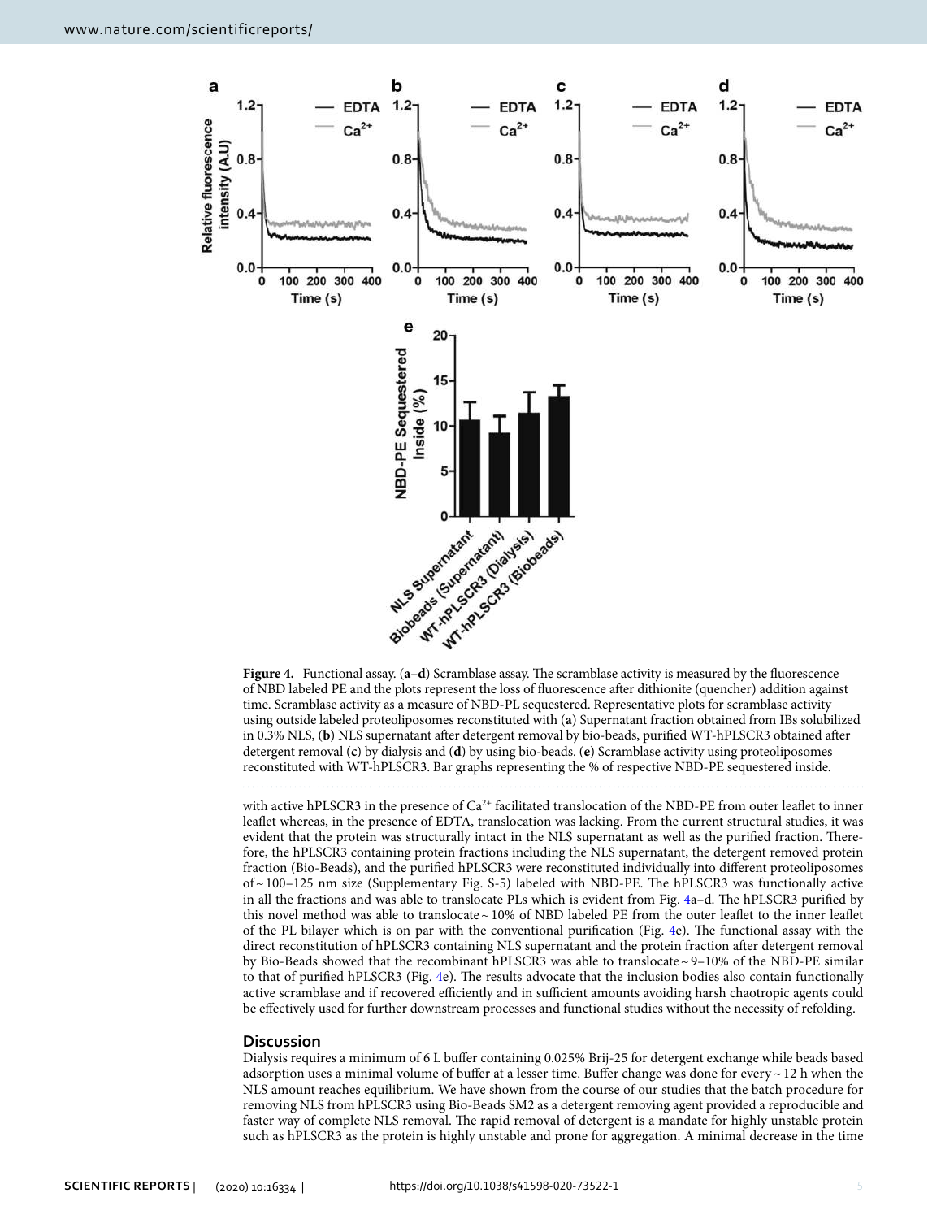**Figure 4.** Functional assay. (**a**–**d**) Scramblase assay. The scramblase activity is measured by the fluorescence of NBD labeled PE and the plots represent the loss of fluorescence after dithionite (quencher) addition against time. Scramblase activity as a measure of NBD-PL sequestered. Representative plots for scramblase activity using outside labeled proteoliposomes reconstituted with (**a**) Supernatant fraction obtained from IBs solubilized in 0.3% NLS, (**b**) NLS supernatant after detergent removal by bio-beads, purified WT-hPLSCR3 obtained after detergent removal (**c**) by dialysis and (**d**) by using bio-beads. (**e**) Scramblase activity using proteoliposomes reconstituted with WT-hPLSCR3. Bar graphs representing the % of respective NBD-PE sequestered inside.

with active hPLSCR3 in the presence of $Ca^{2+}$ facilitated translocation of the NBD-PE from outer leaflet to inner leaflet whereas, in the presence of EDTA, translocation was lacking. From the current structural studies, it was evident that the protein was structurally intact in the NLS supernatant as well as the purified fraction. Therefore, the hPLSCR3 containing protein fractions including the NLS supernatant, the detergent removed protein fraction (Bio-Beads), and the purified hPLSCR3 were reconstituted individually into different proteoliposomes of ~ 100–125 nm size (Supplementary Fig. S-5) labeled with NBD-PE. The hPLSCR3 was functionally active in all the fractions and was able to translocate PLs which is evident from Fig. 4a–d. The hPLSCR3 purified by this novel method was able to translocate ~ 10% of NBD labeled PE from the outer leaflet to the inner leaflet of the PL bilayer which is on par with the conventional purification (Fig. 4e). The functional assay with the direct reconstitution of hPLSCR3 containing NLS supernatant and the protein fraction after detergent removal by Bio-Beads showed that the recombinant hPLSCR3 was able to translocate ~ 9–10% of the NBD-PE similar to that of purified hPLSCR3 (Fig. 4e). The results advocate that the inclusion bodies also contain functionally active scramblase and if recovered efficiently and in sufficient amounts avoiding harsh chaotropic agents could be effectively used for further downstream processes and functional studies without the necessity of refolding.

## Discussion

Dialysis requires a minimum of 6 L buffer containing 0.025% Brij-25 for detergent exchange while beads based adsorption uses a minimal volume of buffer at a lesser time. Buffer change was done for every ~ 12 h when the NLS amount reaches equilibrium. We have shown from the course of our studies that the batch procedure for removing NLS from hPLSCR3 using Bio-Beads SM2 as a detergent removing agent provided a reproducible and faster way of complete NLS removal. The rapid removal of detergent is a mandate for highly unstable protein such as hPLSCR3 as the protein is highly unstable and prone for aggregation. A minimal decrease in the time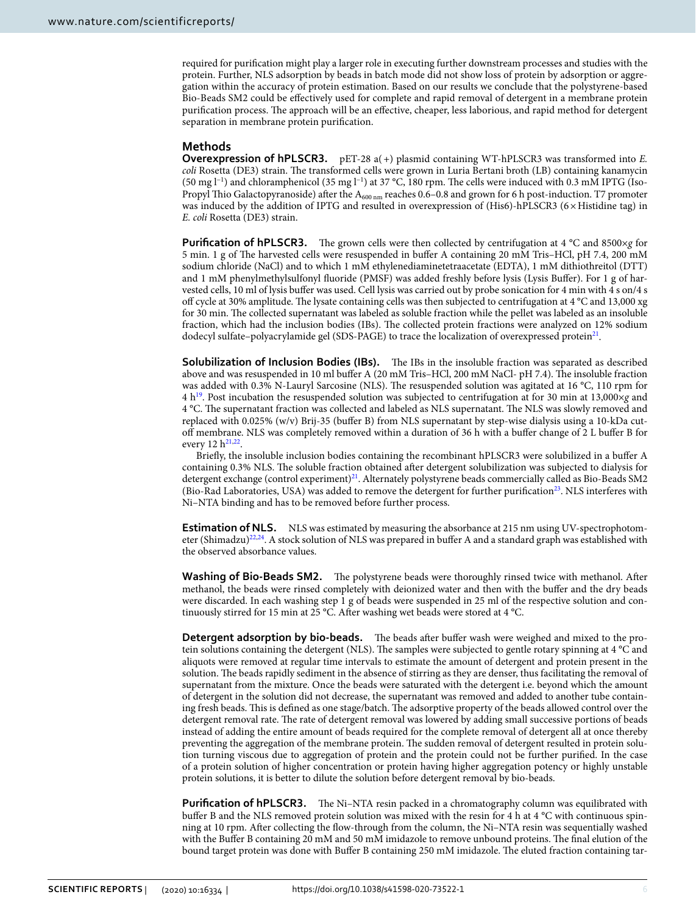required for purification might play a larger role in executing further downstream processes and studies with the protein. Further, NLS adsorption by beads in batch mode did not show loss of protein by adsorption or aggregation within the accuracy of protein estimation. Based on our results we conclude that the polystyrene-based Bio-Beads SM2 could be effectively used for complete and rapid removal of detergent in a membrane protein purification process. The approach will be an effective, cheaper, less laborious, and rapid method for detergent separation in membrane protein purification.

## Methods

**Overexpression of hPLSCR3.** pET-28 a(+) plasmid containing WT-hPLSCR3 was transformed into *E. coli* Rosetta (DE3) strain. The transformed cells were grown in Luria Bertani broth (LB) containing kanamycin (50 mg $l^{-1}$) and chloramphenicol (35 mg $l^{-1}$) at 37 °C, 180 rpm. The cells were induced with 0.3 mM IPTG (Iso-Propyl Thio Galactopyranoside) after the $A_{600\,nm}$ reaches 0.6–0.8 and grown for 6 h post-induction. T7 promoter was induced by the addition of IPTG and resulted in overexpression of (His6)-hPLSCR3 (6 × Histidine tag) in *E. coli* Rosetta (DE3) strain.

**Purification of hPLSCR3.** The grown cells were then collected by centrifugation at 4 °C and 8500×*g* for 5 min. 1 g of The harvested cells were resuspended in buffer A containing 20 mM Tris–HCl, pH 7.4, 200 mM sodium chloride (NaCl) and to which 1 mM ethylenediaminetetraacetate (EDTA), 1 mM dithiothreitol (DTT) and 1 mM phenylmethylsulfonyl fluoride (PMSF) was added freshly before lysis (Lysis Buffer). For 1 g of harvested cells, 10 ml of lysis buffer was used. Cell lysis was carried out by probe sonication for 4 min with 4 s on/4 s off cycle at 30% amplitude. The lysate containing cells was then subjected to centrifugation at 4 °C and 13,000 xg for 30 min. The collected supernatant was labeled as soluble fraction while the pellet was labeled as an insoluble fraction, which had the inclusion bodies (IBs). The collected protein fractions were analyzed on 12% sodium dodecyl sulfate–polyacrylamide gel (SDS-PAGE) to trace the localization of overexpressed protein[21].

**Solubilization of Inclusion Bodies (IBs).** The IBs in the insoluble fraction was separated as described above and was resuspended in 10 ml buffer A (20 mM Tris–HCl, 200 mM NaCl- pH 7.4). The insoluble fraction was added with 0.3% N-Lauryl Sarcosine (NLS). The resuspended solution was agitated at 16 °C, 110 rpm for 4 h[19]. Post incubation the resuspended solution was subjected to centrifugation at for 30 min at 13,000×*g* and 4 °C. The supernatant fraction was collected and labeled as NLS supernatant. The NLS was slowly removed and replaced with 0.025% (w/v) Brij-35 (buffer B) from NLS supernatant by step-wise dialysis using a 10-kDa cut-off membrane. NLS was completely removed within a duration of 36 h with a buffer change of 2 L buffer B for every 12 h[21,22].

Briefly, the insoluble inclusion bodies containing the recombinant hPLSCR3 were solubilized in a buffer A containing 0.3% NLS. The soluble fraction obtained after detergent solubilization was subjected to dialysis for detergent exchange (control experiment)[21]. Alternately polystyrene beads commercially called as Bio-Beads SM2 (Bio-Rad Laboratories, USA) was added to remove the detergent for further purification[23]. NLS interferes with Ni–NTA binding and has to be removed before further process.

**Estimation of NLS.** NLS was estimated by measuring the absorbance at 215 nm using UV-spectrophotometer (Shimadzu)[22,24]. A stock solution of NLS was prepared in buffer A and a standard graph was established with the observed absorbance values.

**Washing of Bio-Beads SM2.** The polystyrene beads were thoroughly rinsed twice with methanol. After methanol, the beads were rinsed completely with deionized water and then with the buffer and the dry beads were discarded. In each washing step 1 g of beads were suspended in 25 ml of the respective solution and continuously stirred for 15 min at 25 °C. After washing wet beads were stored at 4 °C.

**Detergent adsorption by bio-beads.** The beads after buffer wash were weighed and mixed to the protein solutions containing the detergent (NLS). The samples were subjected to gentle rotary spinning at 4 °C and aliquots were removed at regular time intervals to estimate the amount of detergent and protein present in the solution. The beads rapidly sediment in the absence of stirring as they are denser, thus facilitating the removal of supernatant from the mixture. Once the beads were saturated with the detergent i.e. beyond which the amount of detergent in the solution did not decrease, the supernatant was removed and added to another tube containing fresh beads. This is defined as one stage/batch. The adsorptive property of the beads allowed control over the detergent removal rate. The rate of detergent removal was lowered by adding small successive portions of beads instead of adding the entire amount of beads required for the complete removal of detergent all at once thereby preventing the aggregation of the membrane protein. The sudden removal of detergent resulted in protein solution turning viscous due to aggregation of protein and the protein could not be further purified. In the case of a protein solution of higher concentration or protein having higher aggregation potency or highly unstable protein solutions, it is better to dilute the solution before detergent removal by bio-beads.

**Purification of hPLSCR3.** The Ni–NTA resin packed in a chromatography column was equilibrated with buffer B and the NLS removed protein solution was mixed with the resin for 4 h at 4 °C with continuous spinning at 10 rpm. After collecting the flow-through from the column, the Ni–NTA resin was sequentially washed with the Buffer B containing 20 mM and 50 mM imidazole to remove unbound proteins. The final elution of the bound target protein was done with Buffer B containing 250 mM imidazole. The eluted fraction containing tar-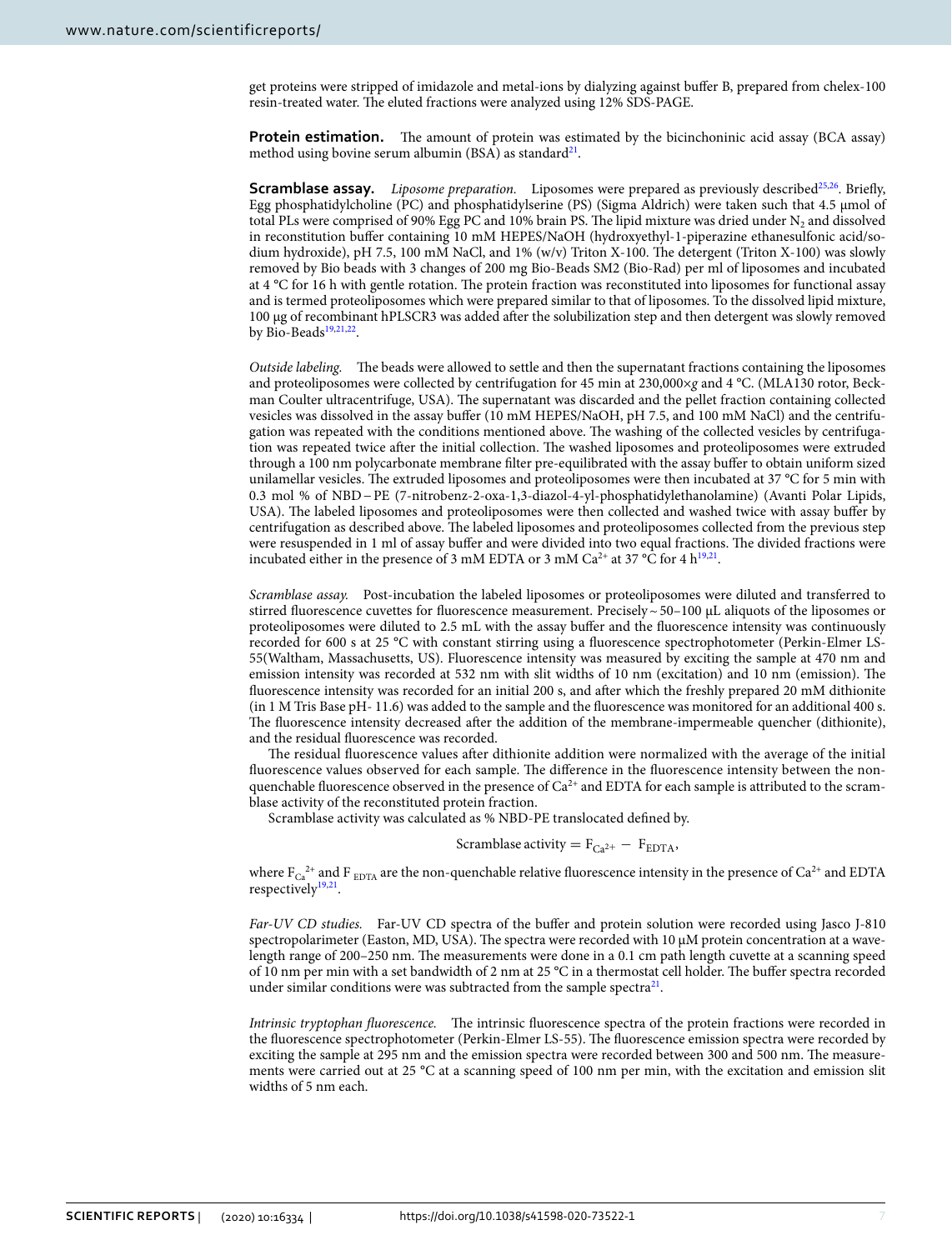get proteins were stripped of imidazole and metal-ions by dialyzing against buffer B, prepared from chelex-100 resin-treated water. The eluted fractions were analyzed using 12% SDS-PAGE.

**Protein estimation.** The amount of protein was estimated by the bicinchoninic acid assay (BCA assay) method using bovine serum albumin (BSA) as standard[21].

**Scramblase assay.** *Liposome preparation.* Liposomes were prepared as previously described[25,26]. Briefly, Egg phosphatidylcholine (PC) and phosphatidylserine (PS) (Sigma Aldrich) were taken such that 4.5 µmol of total PLs were comprised of 90% Egg PC and 10% brain PS. The lipid mixture was dried under $N_2$ and dissolved in reconstitution buffer containing 10 mM HEPES/NaOH (hydroxyethyl-1-piperazine ethanesulfonic acid/sodium hydroxide), pH 7.5, 100 mM NaCl, and 1% (w/v) Triton X-100. The detergent (Triton X-100) was slowly removed by Bio beads with 3 changes of 200 mg Bio-Beads SM2 (Bio-Rad) per ml of liposomes and incubated at 4 °C for 16 h with gentle rotation. The protein fraction was reconstituted into liposomes for functional assay and is termed proteoliposomes which were prepared similar to that of liposomes. To the dissolved lipid mixture, 100 µg of recombinant hPLSCR3 was added after the solubilization step and then detergent was slowly removed by Bio-Beads[19,21,22].

*Outside labeling.* The beads were allowed to settle and then the supernatant fractions containing the liposomes and proteoliposomes were collected by centrifugation for 45 min at 230,000×*g* and 4 °C. (MLA130 rotor, Beckman Coulter ultracentrifuge, USA). The supernatant was discarded and the pellet fraction containing collected vesicles was dissolved in the assay buffer (10 mM HEPES/NaOH, pH 7.5, and 100 mM NaCl) and the centrifugation was repeated with the conditions mentioned above. The washing of the collected vesicles by centrifugation was repeated twice after the initial collection. The washed liposomes and proteoliposomes were extruded through a 100 nm polycarbonate membrane filter pre-equilibrated with the assay buffer to obtain uniform sized unilamellar vesicles. The extruded liposomes and proteoliposomes were then incubated at 37 °C for 5 min with 0.3 mol % of NBD−PE (7-nitrobenz-2-oxa-1,3-diazol-4-yl-phosphatidylethanolamine) (Avanti Polar Lipids, USA). The labeled liposomes and proteoliposomes were then collected and washed twice with assay buffer by centrifugation as described above. The labeled liposomes and proteoliposomes collected from the previous step were resuspended in 1 ml of assay buffer and were divided into two equal fractions. The divided fractions were incubated either in the presence of 3 mM EDTA or 3 mM $Ca^{2+}$ at 37 °C for 4 h[19,21].

*Scramblase assay.* Post-incubation the labeled liposomes or proteoliposomes were diluted and transferred to stirred fluorescence cuvettes for fluorescence measurement. Precisely ~ 50–100 µL aliquots of the liposomes or proteoliposomes were diluted to 2.5 mL with the assay buffer and the fluorescence intensity was continuously recorded for 600 s at 25 °C with constant stirring using a fluorescence spectrophotometer (Perkin-Elmer LS-55(Waltham, Massachusetts, US). Fluorescence intensity was measured by exciting the sample at 470 nm and emission intensity was recorded at 532 nm with slit widths of 10 nm (excitation) and 10 nm (emission). The fluorescence intensity was recorded for an initial 200 s, and after which the freshly prepared 20 mM dithionite (in 1 M Tris Base pH- 11.6) was added to the sample and the fluorescence was monitored for an additional 400 s. The fluorescence intensity decreased after the addition of the membrane-impermeable quencher (dithionite), and the residual fluorescence was recorded.

The residual fluorescence values after dithionite addition were normalized with the average of the initial fluorescence values observed for each sample. The difference in the fluorescence intensity between the non-quenchable fluorescence observed in the presence of $Ca^{2+}$ and EDTA for each sample is attributed to the scramblase activity of the reconstituted protein fraction.

Scramblase activity was calculated as % NBD-PE translocated defined by.

$$\text{Scramblase activity} = F_{Ca^{2+}} - F_{EDTA},$$

where $F_{Ca^{2+}}$ and $F_{EDTA}$ are the non-quenchable relative fluorescence intensity in the presence of $Ca^{2+}$ and EDTA respectively[19,21].

*Far-UV CD studies.* Far-UV CD spectra of the buffer and protein solution were recorded using Jasco J-810 spectropolarimeter (Easton, MD, USA). The spectra were recorded with 10 µM protein concentration at a wavelength range of 200–250 nm. The measurements were done in a 0.1 cm path length cuvette at a scanning speed of 10 nm per min with a set bandwidth of 2 nm at 25 °C in a thermostat cell holder. The buffer spectra recorded under similar conditions were was subtracted from the sample spectra[21].

*Intrinsic tryptophan fluorescence.* The intrinsic fluorescence spectra of the protein fractions were recorded in the fluorescence spectrophotometer (Perkin-Elmer LS-55). The fluorescence emission spectra were recorded by exciting the sample at 295 nm and the emission spectra were recorded between 300 and 500 nm. The measurements were carried out at 25 °C at a scanning speed of 100 nm per min, with the excitation and emission slit widths of 5 nm each.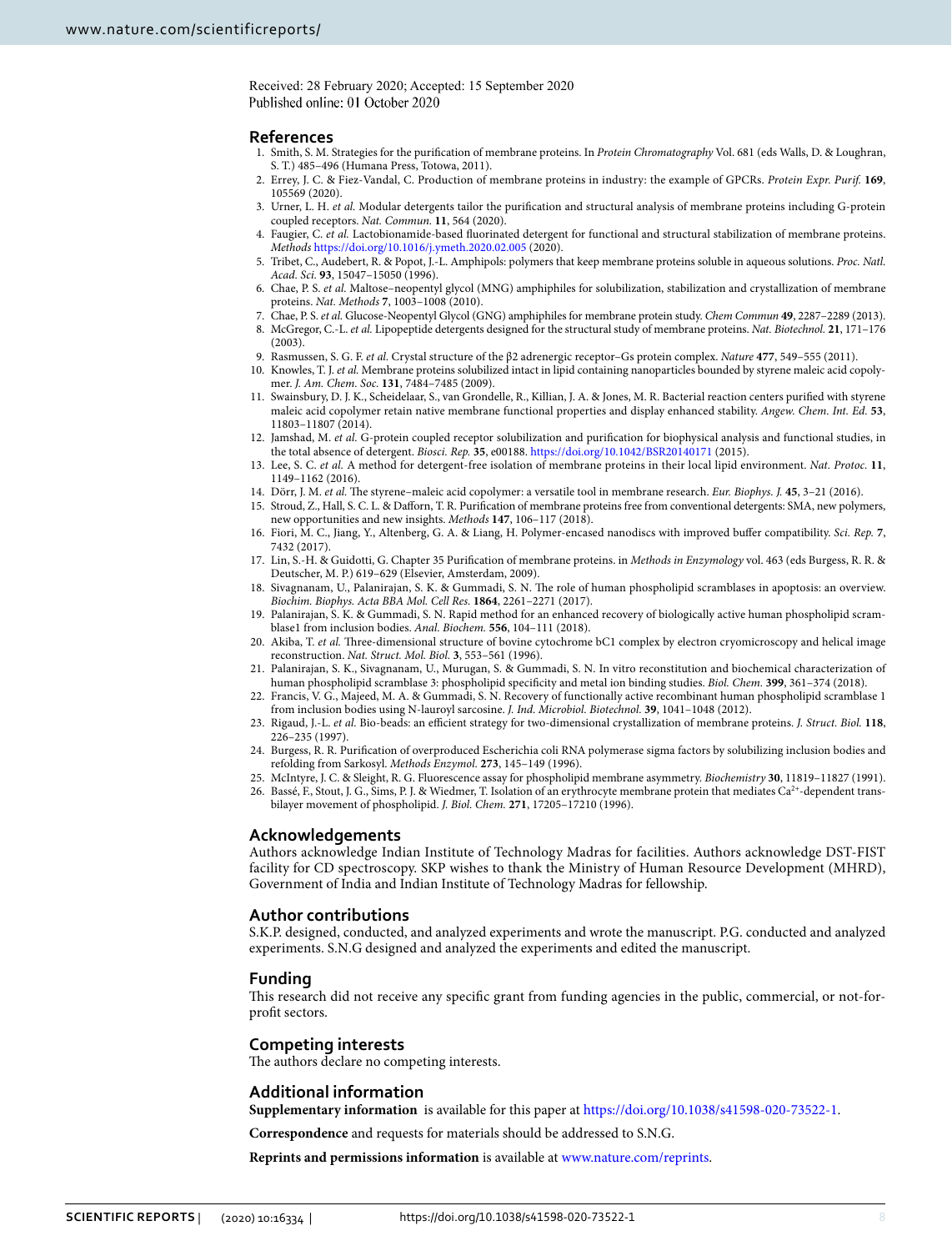Received: 28 February 2020; Accepted: 15 September 2020
Published online: 01 October 2020

## References

1. Smith, S. M. Strategies for the purification of membrane proteins. In *Protein Chromatography* Vol. 681 (eds Walls, D. & Loughran, S. T.) 485–496 (Humana Press, Totowa, 2011).
2. Errey, J. C. & Fiez-Vandal, C. Production of membrane proteins in industry: the example of GPCRs. *Protein Expr. Purif.* **169**, 105569 (2020).
3. Urner, L. H. *et al.* Modular detergents tailor the purification and structural analysis of membrane proteins including G-protein coupled receptors. *Nat. Commun.* **11**, 564 (2020).
4. Faugier, C. *et al.* Lactobionamide-based fluorinated detergent for functional and structural stabilization of membrane proteins. *Methods* https://doi.org/10.1016/j.ymeth.2020.02.005 (2020).
5. Tribet, C., Audebert, R. & Popot, J.-L. Amphipols: polymers that keep membrane proteins soluble in aqueous solutions. *Proc. Natl. Acad. Sci.* **93**, 15047–15050 (1996).
6. Chae, P. S. *et al.* Maltose–neopentyl glycol (MNG) amphiphiles for solubilization, stabilization and crystallization of membrane proteins. *Nat. Methods* **7**, 1003–1008 (2010).
7. Chae, P. S. *et al.* Glucose-Neopentyl Glycol (GNG) amphiphiles for membrane protein study. *Chem Commun* **49**, 2287–2289 (2013).
8. McGregor, C.-L. *et al.* Lipopeptide detergents designed for the structural study of membrane proteins. *Nat. Biotechnol.* **21**, 171–176 (2003).
9. Rasmussen, S. G. F. *et al.* Crystal structure of the β2 adrenergic receptor–Gs protein complex. *Nature* **477**, 549–555 (2011).
10. Knowles, T. J. *et al.* Membrane proteins solubilized intact in lipid containing nanoparticles bounded by styrene maleic acid copolymer. *J. Am. Chem. Soc.* **131**, 7484–7485 (2009).
11. Swainsbury, D. J. K., Scheidelaar, S., van Grondelle, R., Killian, J. A. & Jones, M. R. Bacterial reaction centers purified with styrene maleic acid copolymer retain native membrane functional properties and display enhanced stability. *Angew. Chem. Int. Ed.* **53**, 11803–11807 (2014).
12. Jamshad, M. *et al.* G-protein coupled receptor solubilization and purification for biophysical analysis and functional studies, in the total absence of detergent. *Biosci. Rep.* **35**, e00188. https://doi.org/10.1042/BSR20140171 (2015).
13. Lee, S. C. *et al.* A method for detergent-free isolation of membrane proteins in their local lipid environment. *Nat. Protoc.* **11**, 1149–1162 (2016).
14. Dörr, J. M. *et al.* The styrene–maleic acid copolymer: a versatile tool in membrane research. *Eur. Biophys. J.* **45**, 3–21 (2016).
15. Stroud, Z., Hall, S. C. L. & Dafforn, T. R. Purification of membrane proteins free from conventional detergents: SMA, new polymers, new opportunities and new insights. *Methods* **147**, 106–117 (2018).
16. Fiori, M. C., Jiang, Y., Altenberg, G. A. & Liang, H. Polymer-encased nanodiscs with improved buffer compatibility. *Sci. Rep.* **7**, 7432 (2017).
17. Lin, S.-H. & Guidotti, G. Chapter 35 Purification of membrane proteins. in *Methods in Enzymology* vol. 463 (eds Burgess, R. R. & Deutscher, M. P.) 619–629 (Elsevier, Amsterdam, 2009).
18. Sivagnanam, U., Palanirajan, S. K. & Gummadi, S. N. The role of human phospholipid scramblases in apoptosis: an overview. *Biochim. Biophys. Acta BBA Mol. Cell Res.* **1864**, 2261–2271 (2017).
19. Palanirajan, S. K. & Gummadi, S. N. Rapid method for an enhanced recovery of biologically active human phospholipid scramblase1 from inclusion bodies. *Anal. Biochem.* **556**, 104–111 (2018).
20. Akiba, T. *et al.* Three-dimensional structure of bovine cytochrome bC1 complex by electron cryomicroscopy and helical image reconstruction. *Nat. Struct. Mol. Biol.* **3**, 553–561 (1996).
21. Palanirajan, S. K., Sivagnanam, U., Murugan, S. & Gummadi, S. N. In vitro reconstitution and biochemical characterization of human phospholipid scramblase 3: phospholipid specificity and metal ion binding studies. *Biol. Chem.* **399**, 361–374 (2018).
22. Francis, V. G., Majeed, M. A. & Gummadi, S. N. Recovery of functionally active recombinant human phospholipid scramblase 1 from inclusion bodies using N-lauroyl sarcosine. *J. Ind. Microbiol. Biotechnol.* **39**, 1041–1048 (2012).
23. Rigaud, J.-L. *et al.* Bio-beads: an efficient strategy for two-dimensional crystallization of membrane proteins. *J. Struct. Biol.* **118**, 226–235 (1997).
24. Burgess, R. R. Purification of overproduced Escherichia coli RNA polymerase sigma factors by solubilizing inclusion bodies and refolding from Sarkosyl. *Methods Enzymol.* **273**, 145–149 (1996).
25. McIntyre, J. C. & Sleight, R. G. Fluorescence assay for phospholipid membrane asymmetry. *Biochemistry* **30**, 11819–11827 (1991).
26. Bassé, F., Stout, J. G., Sims, P. J. & Wiedmer, T. Isolation of an erythrocyte membrane protein that mediates $Ca^{2+}$-dependent transbilayer movement of phospholipid. *J. Biol. Chem.* **271**, 17205–17210 (1996).

## Acknowledgements

Authors acknowledge Indian Institute of Technology Madras for facilities. Authors acknowledge DST-FIST facility for CD spectroscopy. SKP wishes to thank the Ministry of Human Resource Development (MHRD), Government of India and Indian Institute of Technology Madras for fellowship.

## Author contributions

S.K.P. designed, conducted, and analyzed experiments and wrote the manuscript. P.G. conducted and analyzed experiments. S.N.G designed and analyzed the experiments and edited the manuscript.

## Funding

This research did not receive any specific grant from funding agencies in the public, commercial, or not-for-profit sectors.

## Competing interests

The authors declare no competing interests.

## Additional information

**Supplementary information** is available for this paper at https://doi.org/10.1038/s41598-020-73522-1.

**Correspondence** and requests for materials should be addressed to S.N.G.

**Reprints and permissions information** is available at www.nature.com/reprints.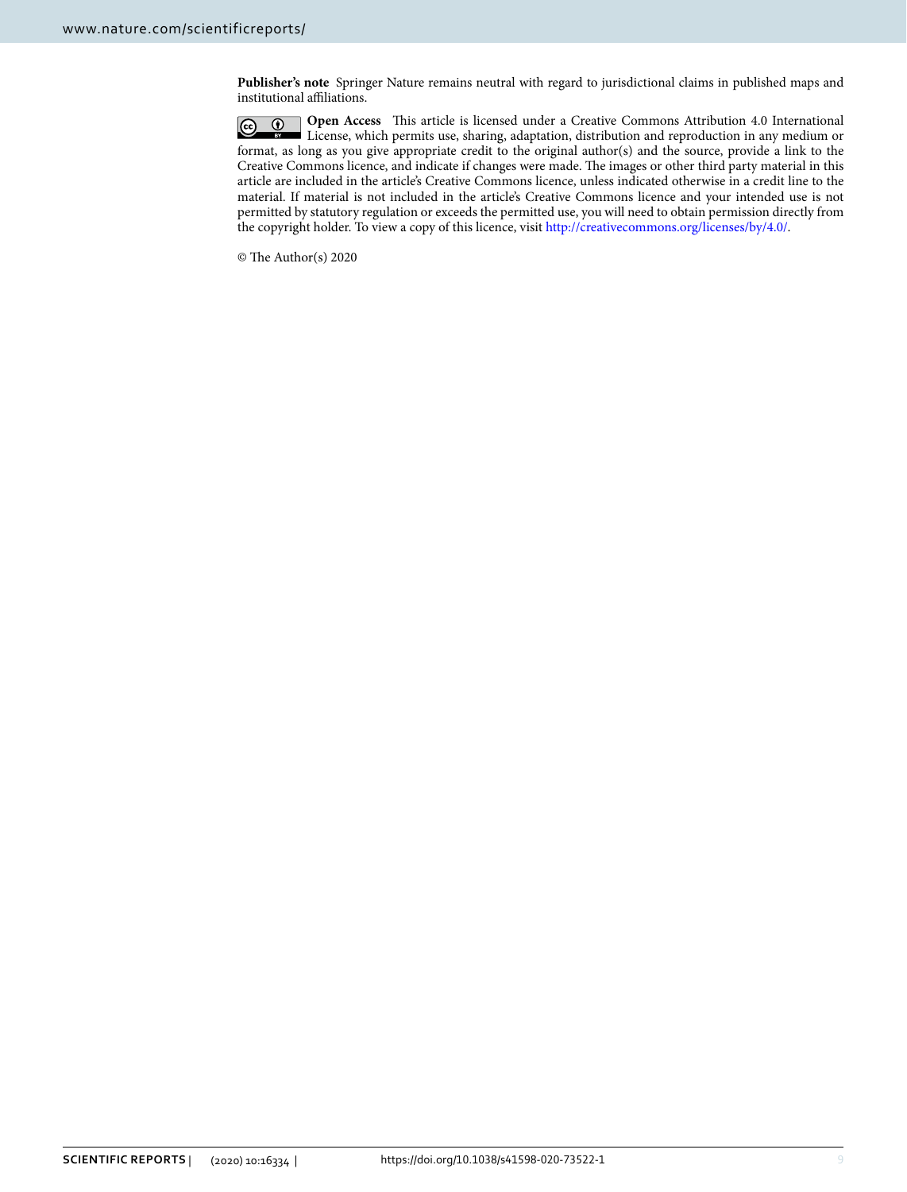**Publisher's note** Springer Nature remains neutral with regard to jurisdictional claims in published maps and institutional affiliations.

**Open Access** This article is licensed under a Creative Commons Attribution 4.0 International License, which permits use, sharing, adaptation, distribution and reproduction in any medium or format, as long as you give appropriate credit to the original author(s) and the source, provide a link to the Creative Commons licence, and indicate if changes were made. The images or other third party material in this article are included in the article's Creative Commons licence, unless indicated otherwise in a credit line to the material. If material is not included in the article's Creative Commons licence and your intended use is not permitted by statutory regulation or exceeds the permitted use, you will need to obtain permission directly from the copyright holder. To view a copy of this licence, visit http://creativecommons.org/licenses/by/4.0/.

© The Author(s) 2020